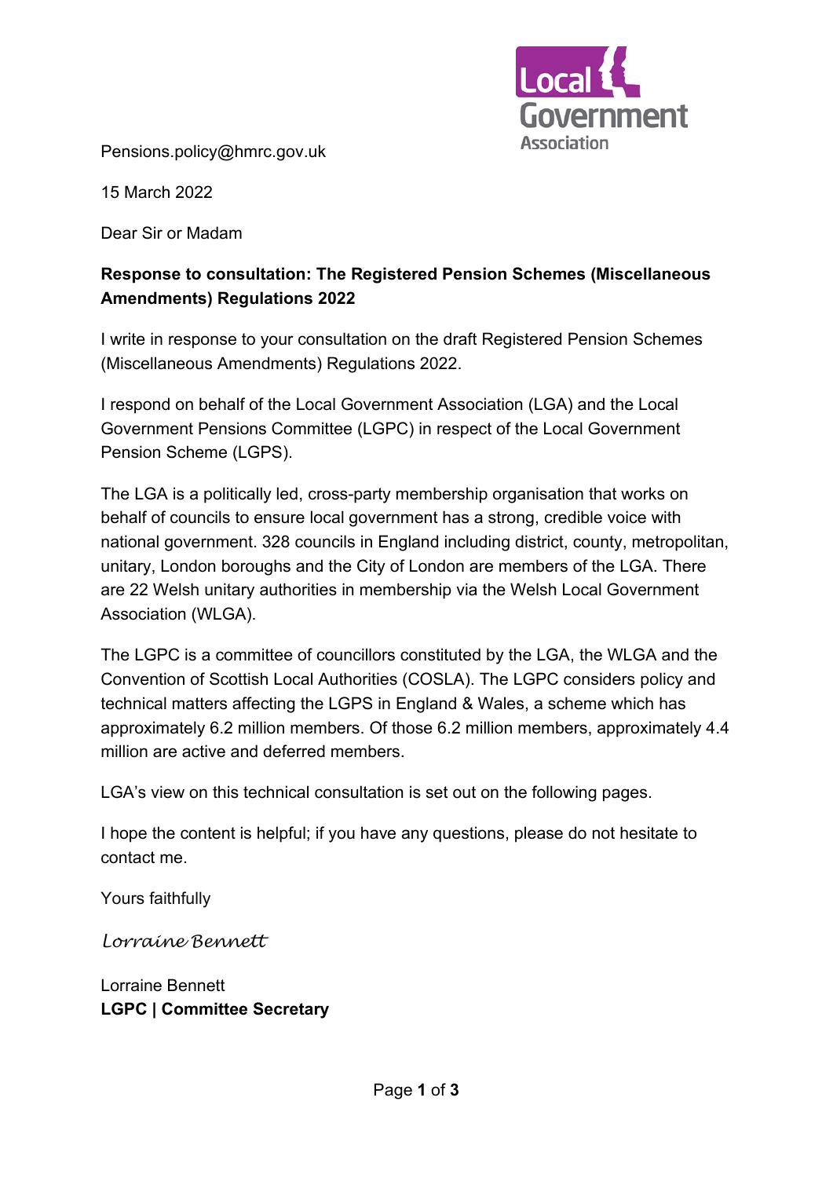Pensions.policy@hmrc.gov.uk

15 March 2022

Dear Sir or Madam

**Response to consultation: The Registered Pension Schemes (Miscellaneous Amendments) Regulations 2022**

I write in response to your consultation on the draft Registered Pension Schemes (Miscellaneous Amendments) Regulations 2022.

I respond on behalf of the Local Government Association (LGA) and the Local Government Pensions Committee (LGPC) in respect of the Local Government Pension Scheme (LGPS).

The LGA is a politically led, cross-party membership organisation that works on behalf of councils to ensure local government has a strong, credible voice with national government. 328 councils in England including district, county, metropolitan, unitary, London boroughs and the City of London are members of the LGA. There are 22 Welsh unitary authorities in membership via the Welsh Local Government Association (WLGA).

The LGPC is a committee of councillors constituted by the LGA, the WLGA and the Convention of Scottish Local Authorities (COSLA). The LGPC considers policy and technical matters affecting the LGPS in England & Wales, a scheme which has approximately 6.2 million members. Of those 6.2 million members, approximately 4.4 million are active and deferred members.

LGA's view on this technical consultation is set out on the following pages.

I hope the content is helpful; if you have any questions, please do not hesitate to contact me.

Yours faithfully

*Lorraine Bennett*

Lorraine Bennett
**LGPC | Committee Secretary**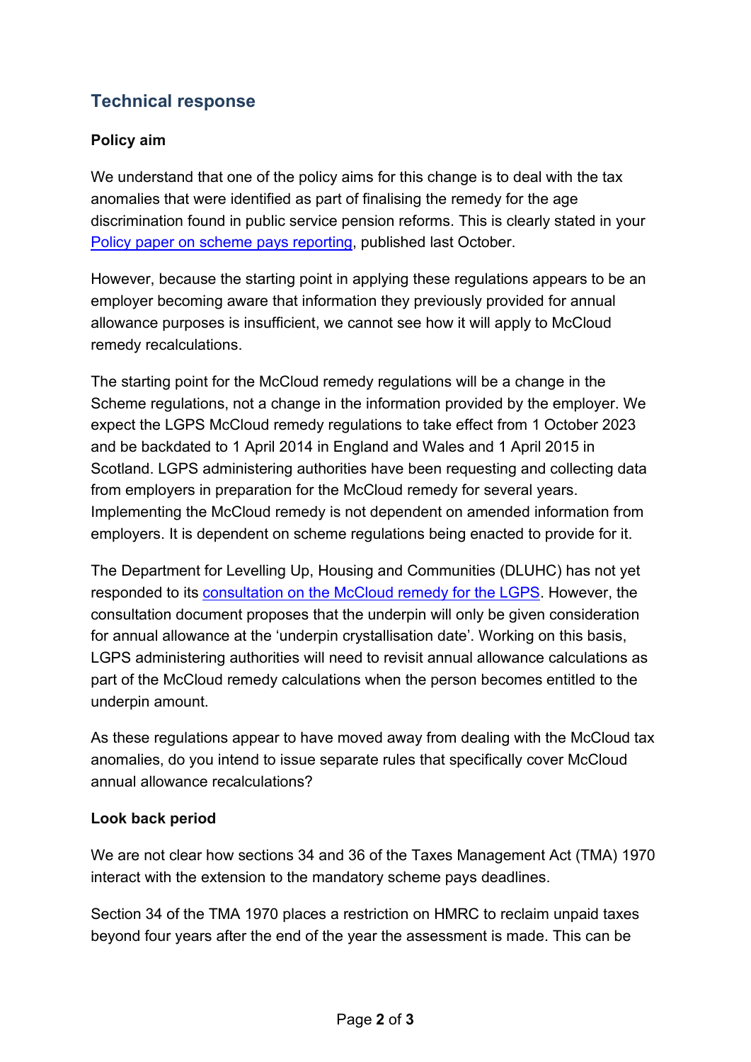## Technical response

### Policy aim

We understand that one of the policy aims for this change is to deal with the tax anomalies that were identified as part of finalising the remedy for the age discrimination found in public service pension reforms. This is clearly stated in your Policy paper on scheme pays reporting, published last October.

However, because the starting point in applying these regulations appears to be an employer becoming aware that information they previously provided for annual allowance purposes is insufficient, we cannot see how it will apply to McCloud remedy recalculations.

The starting point for the McCloud remedy regulations will be a change in the Scheme regulations, not a change in the information provided by the employer. We expect the LGPS McCloud remedy regulations to take effect from 1 October 2023 and be backdated to 1 April 2014 in England and Wales and 1 April 2015 in Scotland. LGPS administering authorities have been requesting and collecting data from employers in preparation for the McCloud remedy for several years. Implementing the McCloud remedy is not dependent on amended information from employers. It is dependent on scheme regulations being enacted to provide for it.

The Department for Levelling Up, Housing and Communities (DLUHC) has not yet responded to its consultation on the McCloud remedy for the LGPS. However, the consultation document proposes that the underpin will only be given consideration for annual allowance at the 'underpin crystallisation date'. Working on this basis, LGPS administering authorities will need to revisit annual allowance calculations as part of the McCloud remedy calculations when the person becomes entitled to the underpin amount.

As these regulations appear to have moved away from dealing with the McCloud tax anomalies, do you intend to issue separate rules that specifically cover McCloud annual allowance recalculations?

### Look back period

We are not clear how sections 34 and 36 of the Taxes Management Act (TMA) 1970 interact with the extension to the mandatory scheme pays deadlines.

Section 34 of the TMA 1970 places a restriction on HMRC to reclaim unpaid taxes beyond four years after the end of the year the assessment is made. This can be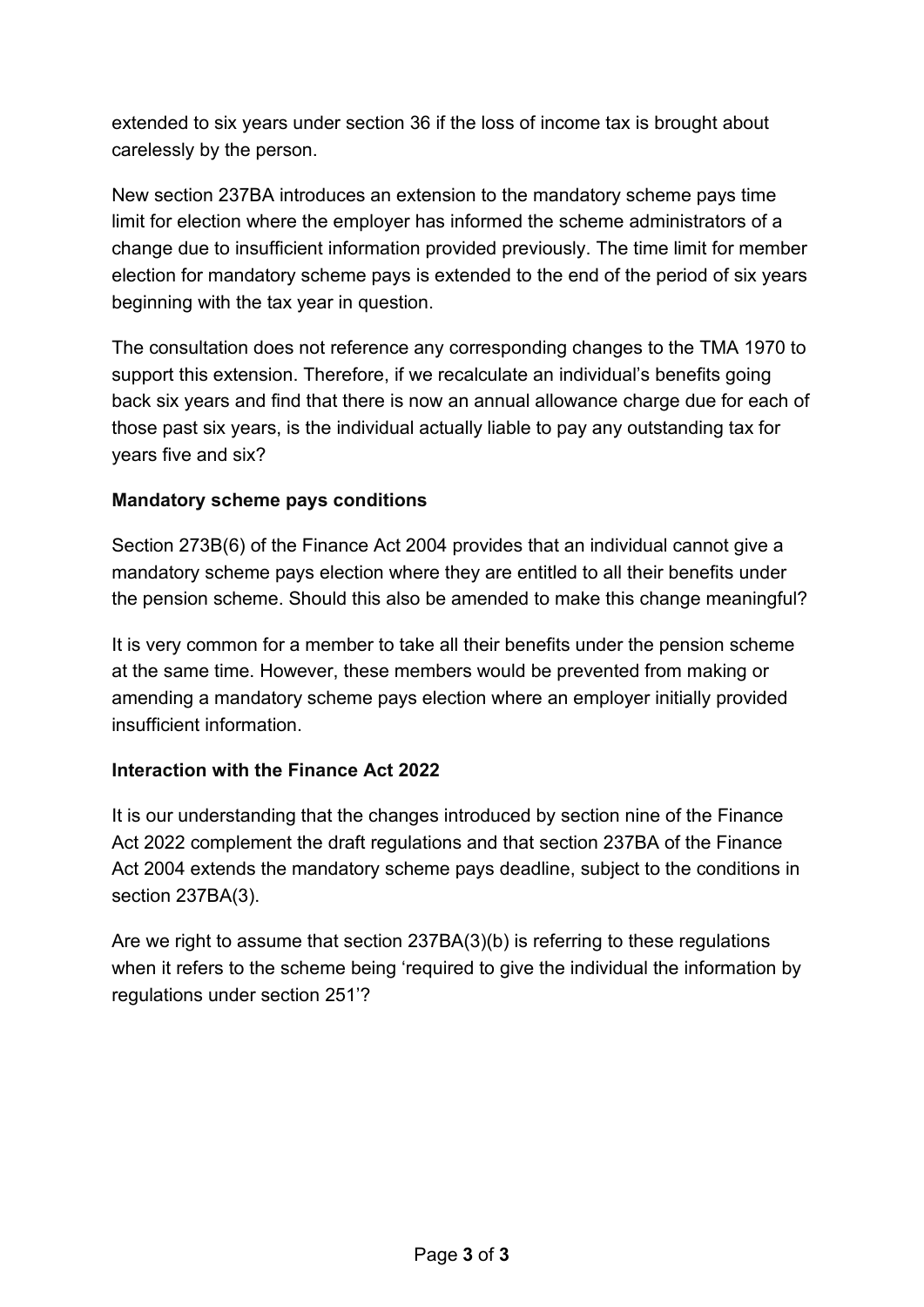extended to six years under section 36 if the loss of income tax is brought about carelessly by the person.

New section 237BA introduces an extension to the mandatory scheme pays time limit for election where the employer has informed the scheme administrators of a change due to insufficient information provided previously. The time limit for member election for mandatory scheme pays is extended to the end of the period of six years beginning with the tax year in question.

The consultation does not reference any corresponding changes to the TMA 1970 to support this extension. Therefore, if we recalculate an individual's benefits going back six years and find that there is now an annual allowance charge due for each of those past six years, is the individual actually liable to pay any outstanding tax for years five and six?

**Mandatory scheme pays conditions**

Section 273B(6) of the Finance Act 2004 provides that an individual cannot give a mandatory scheme pays election where they are entitled to all their benefits under the pension scheme. Should this also be amended to make this change meaningful?

It is very common for a member to take all their benefits under the pension scheme at the same time. However, these members would be prevented from making or amending a mandatory scheme pays election where an employer initially provided insufficient information.

**Interaction with the Finance Act 2022**

It is our understanding that the changes introduced by section nine of the Finance Act 2022 complement the draft regulations and that section 237BA of the Finance Act 2004 extends the mandatory scheme pays deadline, subject to the conditions in section 237BA(3).

Are we right to assume that section 237BA(3)(b) is referring to these regulations when it refers to the scheme being 'required to give the individual the information by regulations under section 251'?